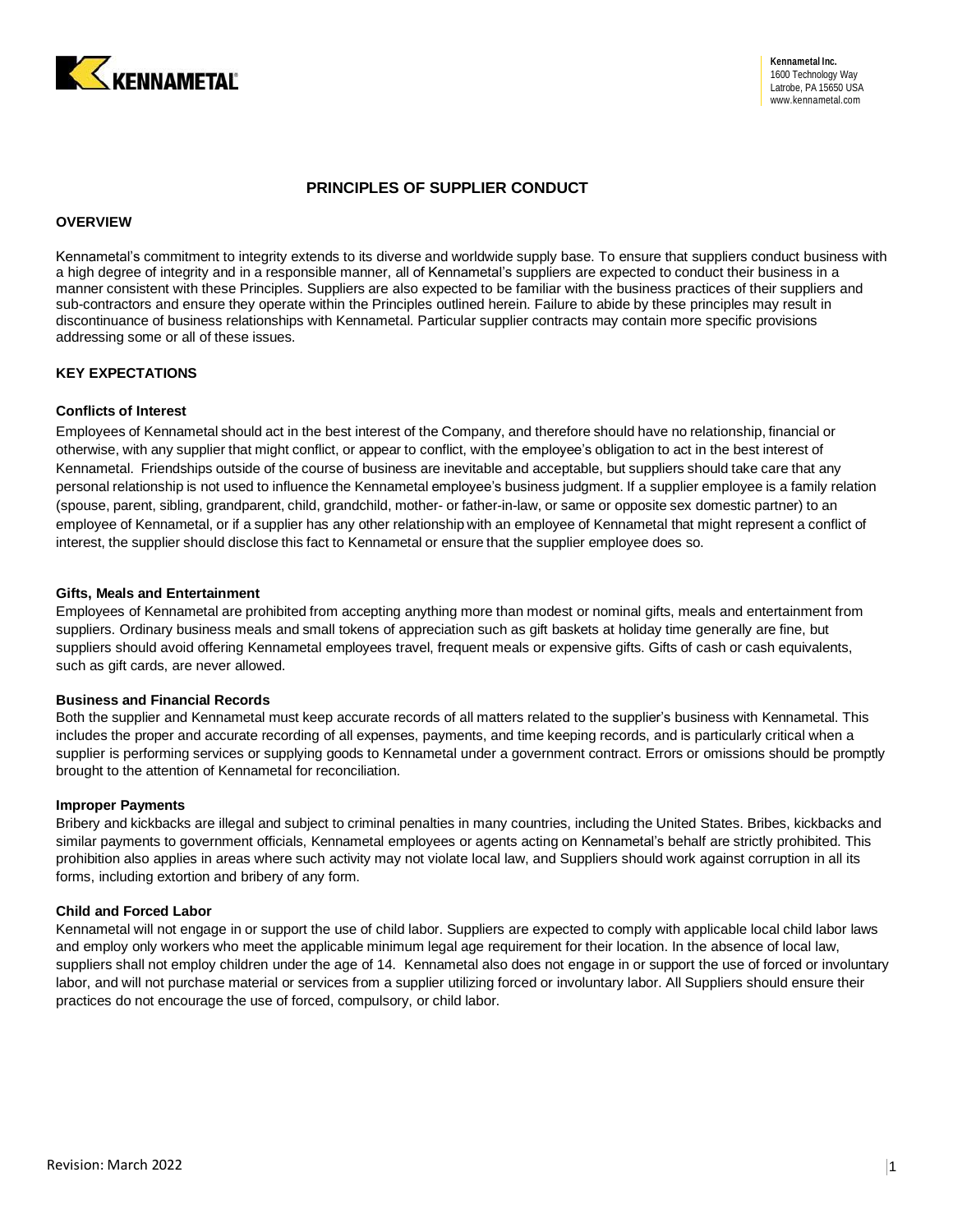Kennametal Inc.
1600 Technology Way
Latrobe, PA 15650 USA
www.kennametal.com

# PRINCIPLES OF SUPPLIER CONDUCT

## OVERVIEW

Kennametal's commitment to integrity extends to its diverse and worldwide supply base. To ensure that suppliers conduct business with a high degree of integrity and in a responsible manner, all of Kennametal's suppliers are expected to conduct their business in a manner consistent with these Principles. Suppliers are also expected to be familiar with the business practices of their suppliers and sub-contractors and ensure they operate within the Principles outlined herein. Failure to abide by these principles may result in discontinuance of business relationships with Kennametal. Particular supplier contracts may contain more specific provisions addressing some or all of these issues.

## KEY EXPECTATIONS

### Conflicts of Interest

Employees of Kennametal should act in the best interest of the Company, and therefore should have no relationship, financial or otherwise, with any supplier that might conflict, or appear to conflict, with the employee's obligation to act in the best interest of Kennametal. Friendships outside of the course of business are inevitable and acceptable, but suppliers should take care that any personal relationship is not used to influence the Kennametal employee's business judgment. If a supplier employee is a family relation (spouse, parent, sibling, grandparent, child, grandchild, mother- or father-in-law, or same or opposite sex domestic partner) to an employee of Kennametal, or if a supplier has any other relationship with an employee of Kennametal that might represent a conflict of interest, the supplier should disclose this fact to Kennametal or ensure that the supplier employee does so.

### Gifts, Meals and Entertainment

Employees of Kennametal are prohibited from accepting anything more than modest or nominal gifts, meals and entertainment from suppliers. Ordinary business meals and small tokens of appreciation such as gift baskets at holiday time generally are fine, but suppliers should avoid offering Kennametal employees travel, frequent meals or expensive gifts. Gifts of cash or cash equivalents, such as gift cards, are never allowed.

### Business and Financial Records

Both the supplier and Kennametal must keep accurate records of all matters related to the supplier's business with Kennametal. This includes the proper and accurate recording of all expenses, payments, and time keeping records, and is particularly critical when a supplier is performing services or supplying goods to Kennametal under a government contract. Errors or omissions should be promptly brought to the attention of Kennametal for reconciliation.

### Improper Payments

Bribery and kickbacks are illegal and subject to criminal penalties in many countries, including the United States. Bribes, kickbacks and similar payments to government officials, Kennametal employees or agents acting on Kennametal's behalf are strictly prohibited. This prohibition also applies in areas where such activity may not violate local law, and Suppliers should work against corruption in all its forms, including extortion and bribery of any form.

### Child and Forced Labor

Kennametal will not engage in or support the use of child labor. Suppliers are expected to comply with applicable local child labor laws and employ only workers who meet the applicable minimum legal age requirement for their location. In the absence of local law, suppliers shall not employ children under the age of 14. Kennametal also does not engage in or support the use of forced or involuntary labor, and will not purchase material or services from a supplier utilizing forced or involuntary labor. All Suppliers should ensure their practices do not encourage the use of forced, compulsory, or child labor.

Revision: March 2022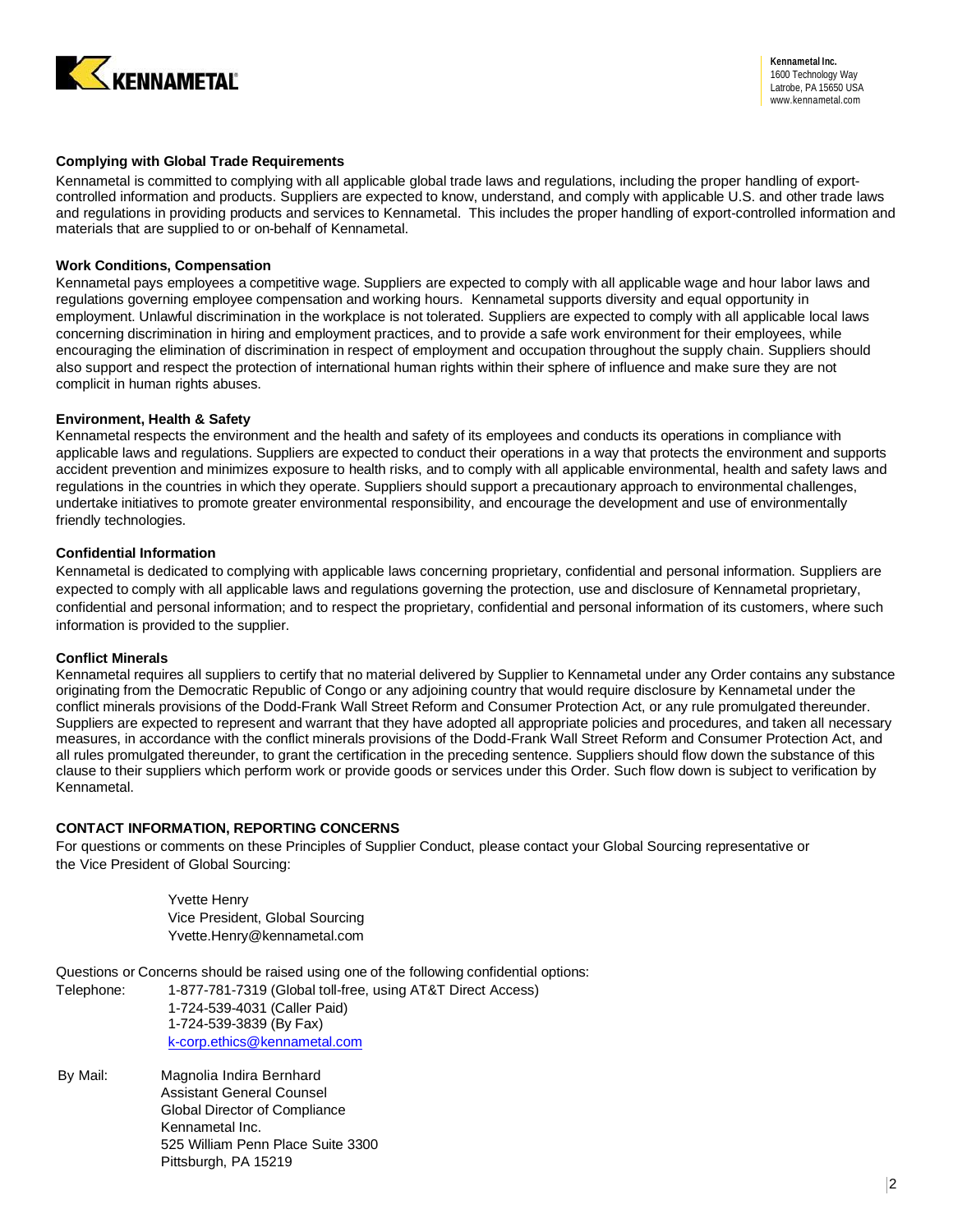### Complying with Global Trade Requirements

Kennametal is committed to complying with all applicable global trade laws and regulations, including the proper handling of export-controlled information and products. Suppliers are expected to know, understand, and comply with applicable U.S. and other trade laws and regulations in providing products and services to Kennametal. This includes the proper handling of export-controlled information and materials that are supplied to or on-behalf of Kennametal.

### Work Conditions, Compensation

Kennametal pays employees a competitive wage. Suppliers are expected to comply with all applicable wage and hour labor laws and regulations governing employee compensation and working hours. Kennametal supports diversity and equal opportunity in employment. Unlawful discrimination in the workplace is not tolerated. Suppliers are expected to comply with all applicable local laws concerning discrimination in hiring and employment practices, and to provide a safe work environment for their employees, while encouraging the elimination of discrimination in respect of employment and occupation throughout the supply chain. Suppliers should also support and respect the protection of international human rights within their sphere of influence and make sure they are not complicit in human rights abuses.

### Environment, Health & Safety

Kennametal respects the environment and the health and safety of its employees and conducts its operations in compliance with applicable laws and regulations. Suppliers are expected to conduct their operations in a way that protects the environment and supports accident prevention and minimizes exposure to health risks, and to comply with all applicable environmental, health and safety laws and regulations in the countries in which they operate. Suppliers should support a precautionary approach to environmental challenges, undertake initiatives to promote greater environmental responsibility, and encourage the development and use of environmentally friendly technologies.

### Confidential Information

Kennametal is dedicated to complying with applicable laws concerning proprietary, confidential and personal information. Suppliers are expected to comply with all applicable laws and regulations governing the protection, use and disclosure of Kennametal proprietary, confidential and personal information; and to respect the proprietary, confidential and personal information of its customers, where such information is provided to the supplier.

### Conflict Minerals

Kennametal requires all suppliers to certify that no material delivered by Supplier to Kennametal under any Order contains any substance originating from the Democratic Republic of Congo or any adjoining country that would require disclosure by Kennametal under the conflict minerals provisions of the Dodd-Frank Wall Street Reform and Consumer Protection Act, or any rule promulgated thereunder. Suppliers are expected to represent and warrant that they have adopted all appropriate policies and procedures, and taken all necessary measures, in accordance with the conflict minerals provisions of the Dodd-Frank Wall Street Reform and Consumer Protection Act, and all rules promulgated thereunder, to grant the certification in the preceding sentence. Suppliers should flow down the substance of this clause to their suppliers which perform work or provide goods or services under this Order. Such flow down is subject to verification by Kennametal.

### CONTACT INFORMATION, REPORTING CONCERNS

For questions or comments on these Principles of Supplier Conduct, please contact your Global Sourcing representative or the Vice President of Global Sourcing:

Yvette Henry
Vice President, Global Sourcing
Yvette.Henry@kennametal.com

Questions or Concerns should be raised using one of the following confidential options:

Telephone:
1-877-781-7319 (Global toll-free, using AT&T Direct Access)
1-724-539-4031 (Caller Paid)
1-724-539-3839 (By Fax)
k-corp.ethics@kennametal.com

By Mail:
Magnolia Indira Bernhard
Assistant General Counsel
Global Director of Compliance
Kennametal Inc.
525 William Penn Place Suite 3300
Pittsburgh, PA 15219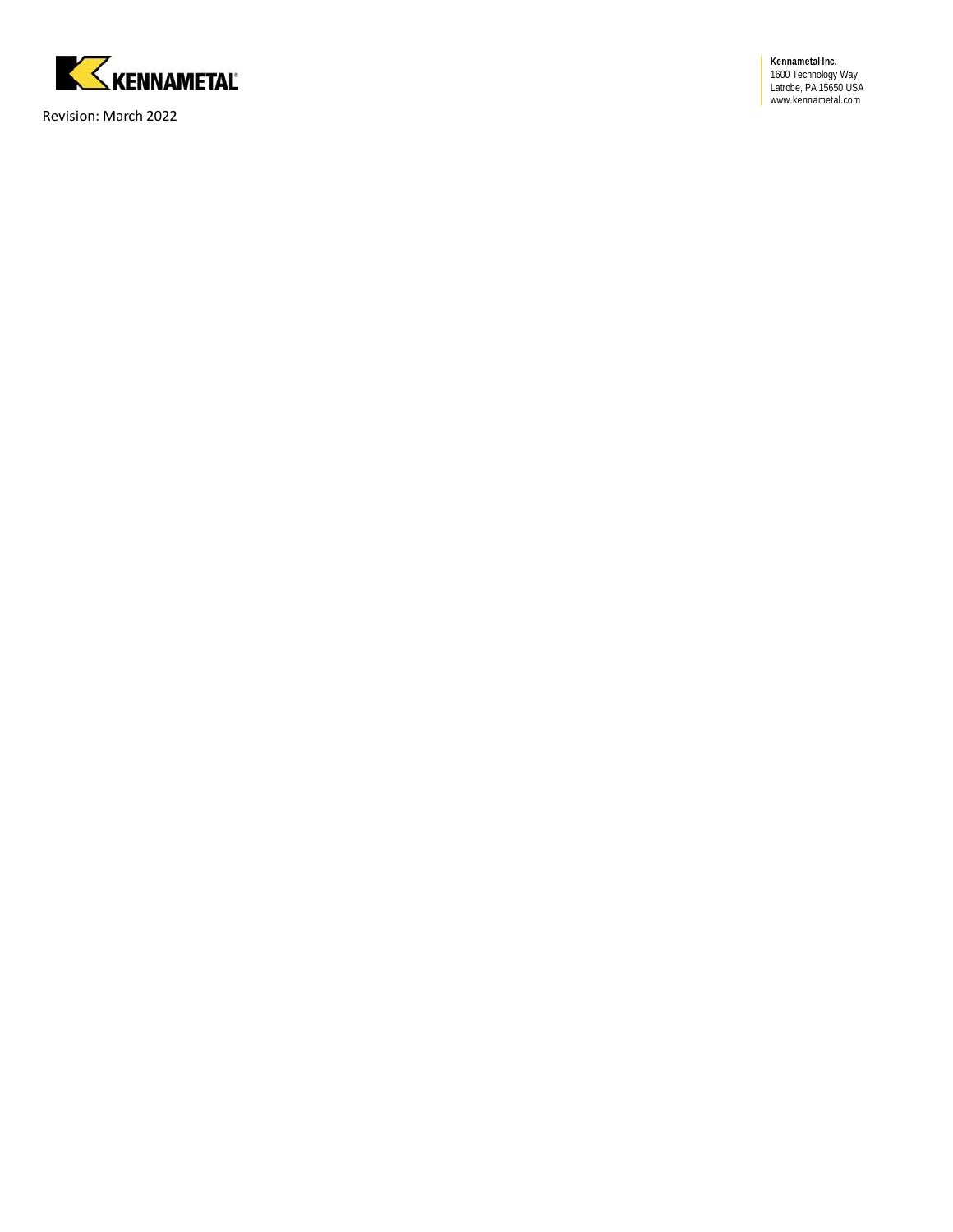Revision: March 2022